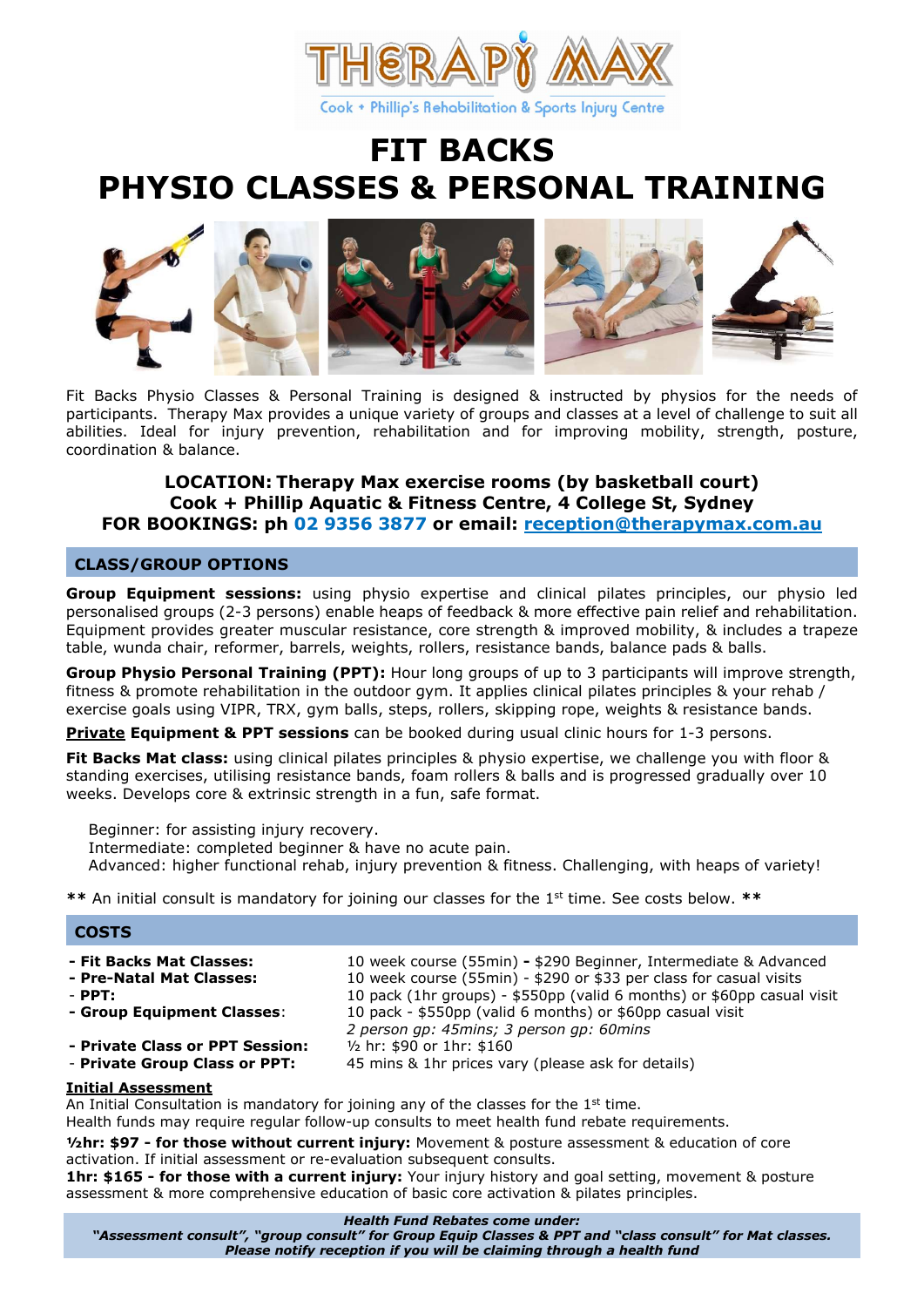# THERAPY MAX

Cook + Phillip's Rehabilitation & Sports Injury Centre

# FIT BACKS
# PHYSIO CLASSES & PERSONAL TRAINING

Fit Backs Physio Classes & Personal Training is designed & instructed by physios for the needs of participants. Therapy Max provides a unique variety of groups and classes at a level of challenge to suit all abilities. Ideal for injury prevention, rehabilitation and for improving mobility, strength, posture, coordination & balance.

**LOCATION: Therapy Max exercise rooms (by basketball court)**
**Cook + Phillip Aquatic & Fitness Centre, 4 College St, Sydney**
**FOR BOOKINGS: ph 02 9356 3877 or email: reception@therapymax.com.au**

## CLASS/GROUP OPTIONS

**Group Equipment sessions:** using physio expertise and clinical pilates principles, our physio led personalised groups (2-3 persons) enable heaps of feedback & more effective pain relief and rehabilitation. Equipment provides greater muscular resistance, core strength & improved mobility, & includes a trapeze table, wunda chair, reformer, barrels, weights, rollers, resistance bands, balance pads & balls.

**Group Physio Personal Training (PPT):** Hour long groups of up to 3 participants will improve strength, fitness & promote rehabilitation in the outdoor gym. It applies clinical pilates principles & your rehab / exercise goals using VIPR, TRX, gym balls, steps, rollers, skipping rope, weights & resistance bands.

**<u>Private</u> Equipment & PPT sessions** can be booked during usual clinic hours for 1-3 persons.

**Fit Backs Mat class:** using clinical pilates principles & physio expertise, we challenge you with floor & standing exercises, utilising resistance bands, foam rollers & balls and is progressed gradually over 10 weeks. Develops core & extrinsic strength in a fun, safe format.

Beginner: for assisting injury recovery.
Intermediate: completed beginner & have no acute pain.
Advanced: higher functional rehab, injury prevention & fitness. Challenging, with heaps of variety!

**\*\*** An initial consult is mandatory for joining our classes for the 1st time. See costs below. **\*\***

## COSTS

| | |
|---|---|
| **- Fit Backs Mat Classes:** | 10 week course (55min) **-** $290 Beginner, Intermediate & Advanced |
| **- Pre-Natal Mat Classes:** | 10 week course (55min) - $290 or $33 per class for casual visits |
| - **PPT:** | 10 pack (1hr groups) - $550pp (valid 6 months) or $60pp casual visit |
| **- Group Equipment Classes**: | 10 pack - $550pp (valid 6 months) or $60pp casual visit<br>*2 person gp: 45mins; 3 person gp: 60mins* |
| **- Private Class or PPT Session:** | ½ hr: $90 or 1hr: $160 |
| - **Private Group Class or PPT:** | 45 mins & 1hr prices vary (please ask for details) |

**<u>Initial Assessment</u>**
An Initial Consultation is mandatory for joining any of the classes for the 1st time.
Health funds may require regular follow-up consults to meet health fund rebate requirements.

**½hr: $97 - for those without current injury:** Movement & posture assessment & education of core activation. If initial assessment or re-evaluation subsequent consults.
**1hr: $165 - for those with a current injury:** Your injury history and goal setting, movement & posture assessment & more comprehensive education of basic core activation & pilates principles.

***Health Fund Rebates come under:***
***"Assessment consult", "group consult" for Group Equip Classes & PPT and "class consult" for Mat classes.***
***Please notify reception if you will be claiming through a health fund***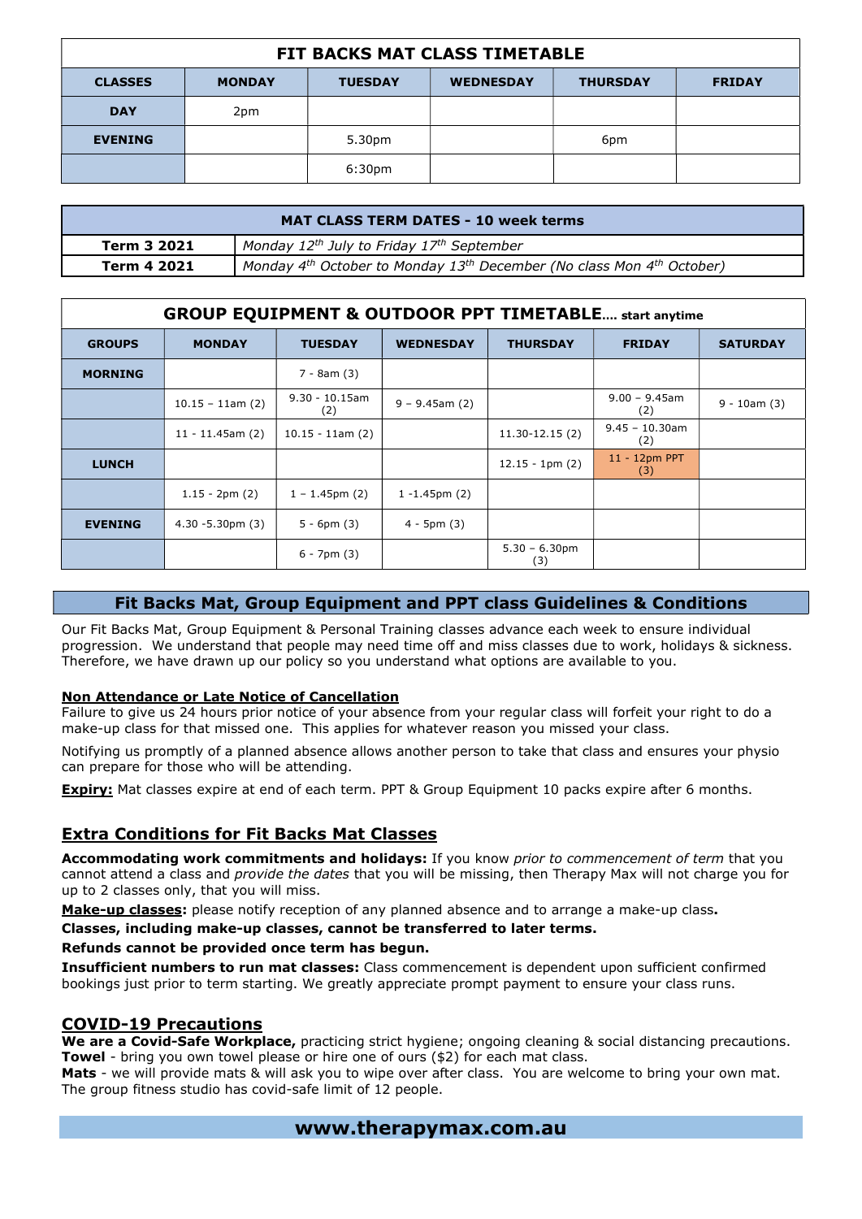## FIT BACKS MAT CLASS TIMETABLE

| CLASSES | MONDAY | TUESDAY | WEDNESDAY | THURSDAY | FRIDAY |
|---|---|---|---|---|---|
| DAY | 2pm | | | | |
| EVENING | | 5.30pm | | 6pm | |
| | | 6:30pm | | | |

| MAT CLASS TERM DATES - 10 week terms | |
|---|---|
| **Term 3 2021** | *Monday 12th July to Friday 17th September* |
| **Term 4 2021** | *Monday 4th October to Monday 13th December (No class Mon 4th October)* |

## GROUP EQUIPMENT & OUTDOOR PPT TIMETABLE…. start anytime

| GROUPS | MONDAY | TUESDAY | WEDNESDAY | THURSDAY | FRIDAY | SATURDAY |
|---|---|---|---|---|---|---|
| MORNING | | 7 - 8am (3) | | | | |
| | 10.15 – 11am (2) | 9.30 - 10.15am (2) | 9 – 9.45am (2) | | 9.00 – 9.45am (2) | 9 - 10am (3) |
| | 11 - 11.45am (2) | 10.15 - 11am (2) | | 11.30-12.15 (2) | 9.45 – 10.30am (2) | |
| LUNCH | | | | 12.15 - 1pm (2) | 11 - 12pm PPT (3) | |
| | 1.15 - 2pm (2) | 1 – 1.45pm (2) | 1 -1.45pm (2) | | | |
| EVENING | 4.30 -5.30pm (3) | 5 - 6pm (3) | 4 - 5pm (3) | | | |
| | | 6 - 7pm (3) | | 5.30 – 6.30pm (3) | | |

## Fit Backs Mat, Group Equipment and PPT class Guidelines & Conditions

Our Fit Backs Mat, Group Equipment & Personal Training classes advance each week to ensure individual progression. We understand that people may need time off and miss classes due to work, holidays & sickness. Therefore, we have drawn up our policy so you understand what options are available to you.

**Non Attendance or Late Notice of Cancellation**

Failure to give us 24 hours prior notice of your absence from your regular class will forfeit your right to do a make-up class for that missed one. This applies for whatever reason you missed your class.

Notifying us promptly of a planned absence allows another person to take that class and ensures your physio can prepare for those who will be attending.

**Expiry:** Mat classes expire at end of each term. PPT & Group Equipment 10 packs expire after 6 months.

## Extra Conditions for Fit Backs Mat Classes

**Accommodating work commitments and holidays:** If you know *prior to commencement of term* that you cannot attend a class and *provide the dates* that you will be missing, then Therapy Max will not charge you for up to 2 classes only, that you will miss.

**Make-up classes:** please notify reception of any planned absence and to arrange a make-up class**.**

**Classes, including make-up classes, cannot be transferred to later terms.**

**Refunds cannot be provided once term has begun.**

**Insufficient numbers to run mat classes:** Class commencement is dependent upon sufficient confirmed bookings just prior to term starting. We greatly appreciate prompt payment to ensure your class runs.

## COVID-19 Precautions

**We are a Covid-Safe Workplace,** practicing strict hygiene; ongoing cleaning & social distancing precautions.
**Towel** - bring you own towel please or hire one of ours ($2) for each mat class.
**Mats** - we will provide mats & will ask you to wipe over after class. You are welcome to bring your own mat. The group fitness studio has covid-safe limit of 12 people.

**www.therapymax.com.au**